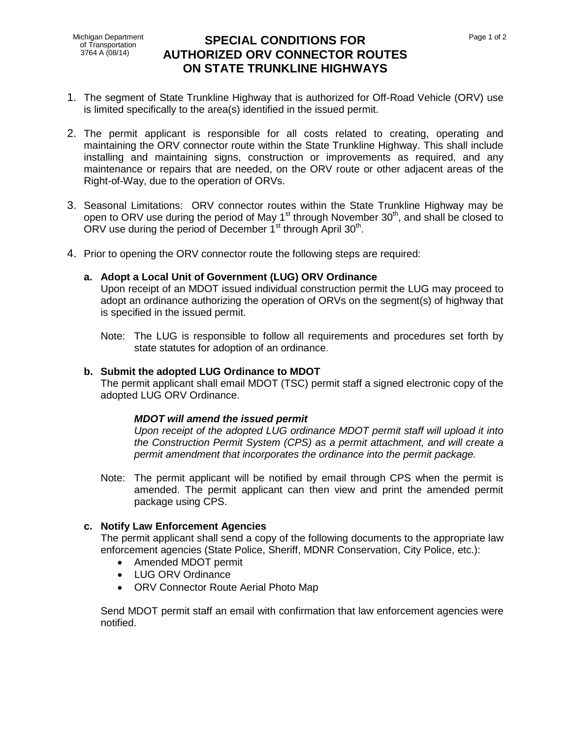Michigan Department of Transportation
3764 A (08/14)

# SPECIAL CONDITIONS FOR AUTHORIZED ORV CONNECTOR ROUTES ON STATE TRUNKLINE HIGHWAYS

1. The segment of State Trunkline Highway that is authorized for Off-Road Vehicle (ORV) use is limited specifically to the area(s) identified in the issued permit.

2. The permit applicant is responsible for all costs related to creating, operating and maintaining the ORV connector route within the State Trunkline Highway. This shall include installing and maintaining signs, construction or improvements as required, and any maintenance or repairs that are needed, on the ORV route or other adjacent areas of the Right-of-Way, due to the operation of ORVs.

3. Seasonal Limitations: ORV connector routes within the State Trunkline Highway may be open to ORV use during the period of May 1st through November 30th, and shall be closed to ORV use during the period of December 1st through April 30th.

4. Prior to opening the ORV connector route the following steps are required:

   **a. Adopt a Local Unit of Government (LUG) ORV Ordinance**
   Upon receipt of an MDOT issued individual construction permit the LUG may proceed to adopt an ordinance authorizing the operation of ORVs on the segment(s) of highway that is specified in the issued permit.

   Note: The LUG is responsible to follow all requirements and procedures set forth by state statutes for adoption of an ordinance.

   **b. Submit the adopted LUG Ordinance to MDOT**
   The permit applicant shall email MDOT (TSC) permit staff a signed electronic copy of the adopted LUG ORV Ordinance.

   ***MDOT will amend the issued permit***
   *Upon receipt of the adopted LUG ordinance MDOT permit staff will upload it into the Construction Permit System (CPS) as a permit attachment, and will create a permit amendment that incorporates the ordinance into the permit package.*

   Note: The permit applicant will be notified by email through CPS when the permit is amended. The permit applicant can then view and print the amended permit package using CPS.

   **c. Notify Law Enforcement Agencies**
   The permit applicant shall send a copy of the following documents to the appropriate law enforcement agencies (State Police, Sheriff, MDNR Conservation, City Police, etc.):
   - Amended MDOT permit
   - LUG ORV Ordinance
   - ORV Connector Route Aerial Photo Map

   Send MDOT permit staff an email with confirmation that law enforcement agencies were notified.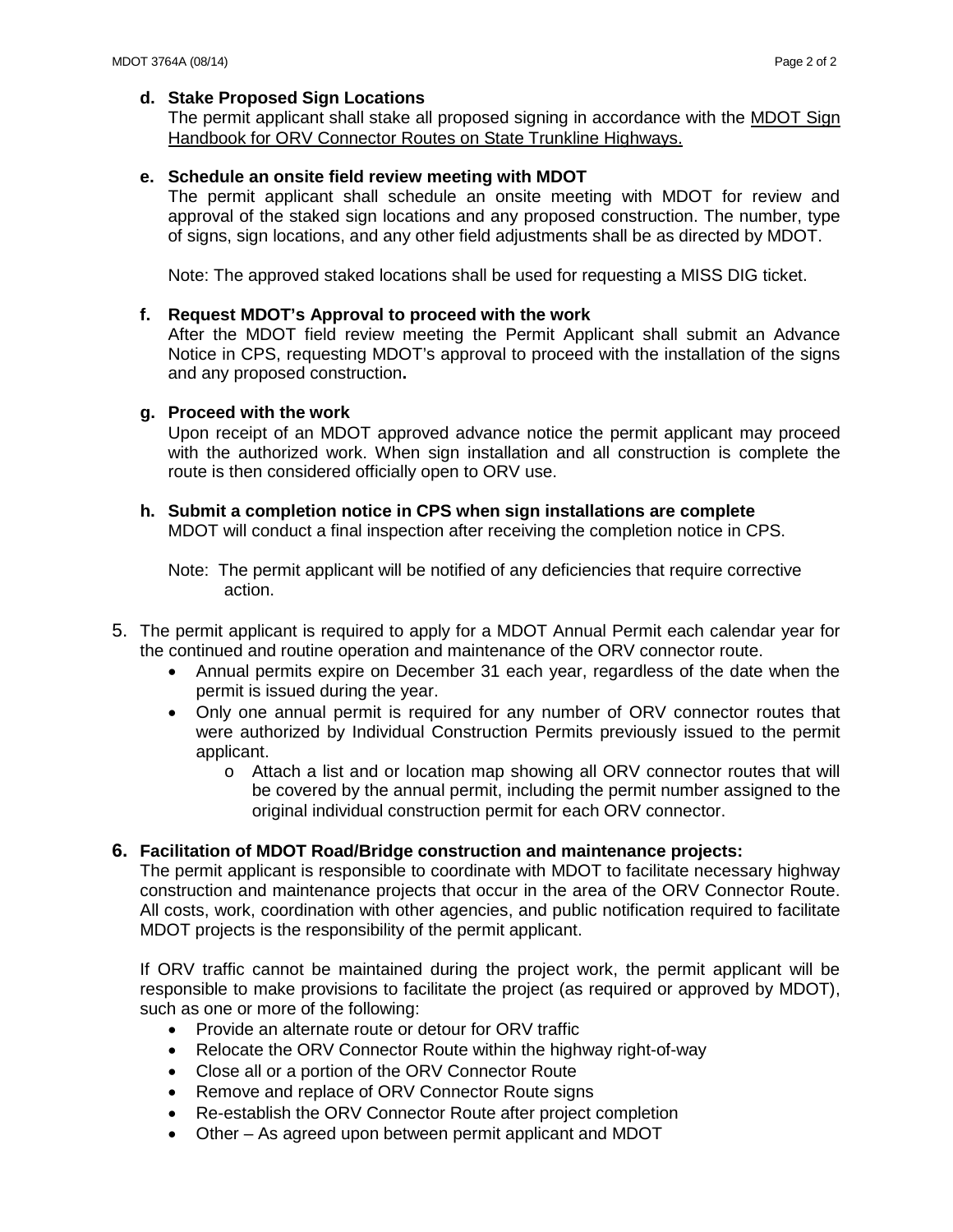**d. Stake Proposed Sign Locations**
The permit applicant shall stake all proposed signing in accordance with the MDOT Sign Handbook for ORV Connector Routes on State Trunkline Highways.

**e. Schedule an onsite field review meeting with MDOT**
The permit applicant shall schedule an onsite meeting with MDOT for review and approval of the staked sign locations and any proposed construction. The number, type of signs, sign locations, and any other field adjustments shall be as directed by MDOT.

Note: The approved staked locations shall be used for requesting a MISS DIG ticket.

**f. Request MDOT's Approval to proceed with the work**
After the MDOT field review meeting the Permit Applicant shall submit an Advance Notice in CPS, requesting MDOT's approval to proceed with the installation of the signs and any proposed construction**.**

**g. Proceed with the work**
Upon receipt of an MDOT approved advance notice the permit applicant may proceed with the authorized work. When sign installation and all construction is complete the route is then considered officially open to ORV use.

**h. Submit a completion notice in CPS when sign installations are complete**
MDOT will conduct a final inspection after receiving the completion notice in CPS.

Note: The permit applicant will be notified of any deficiencies that require corrective action.

5. The permit applicant is required to apply for a MDOT Annual Permit each calendar year for the continued and routine operation and maintenance of the ORV connector route.
   - Annual permits expire on December 31 each year, regardless of the date when the permit is issued during the year.
   - Only one annual permit is required for any number of ORV connector routes that were authorized by Individual Construction Permits previously issued to the permit applicant.
     - Attach a list and or location map showing all ORV connector routes that will be covered by the annual permit, including the permit number assigned to the original individual construction permit for each ORV connector.

6. **Facilitation of MDOT Road/Bridge construction and maintenance projects:**
The permit applicant is responsible to coordinate with MDOT to facilitate necessary highway construction and maintenance projects that occur in the area of the ORV Connector Route. All costs, work, coordination with other agencies, and public notification required to facilitate MDOT projects is the responsibility of the permit applicant.

If ORV traffic cannot be maintained during the project work, the permit applicant will be responsible to make provisions to facilitate the project (as required or approved by MDOT), such as one or more of the following:
   - Provide an alternate route or detour for ORV traffic
   - Relocate the ORV Connector Route within the highway right-of-way
   - Close all or a portion of the ORV Connector Route
   - Remove and replace of ORV Connector Route signs
   - Re-establish the ORV Connector Route after project completion
   - Other – As agreed upon between permit applicant and MDOT